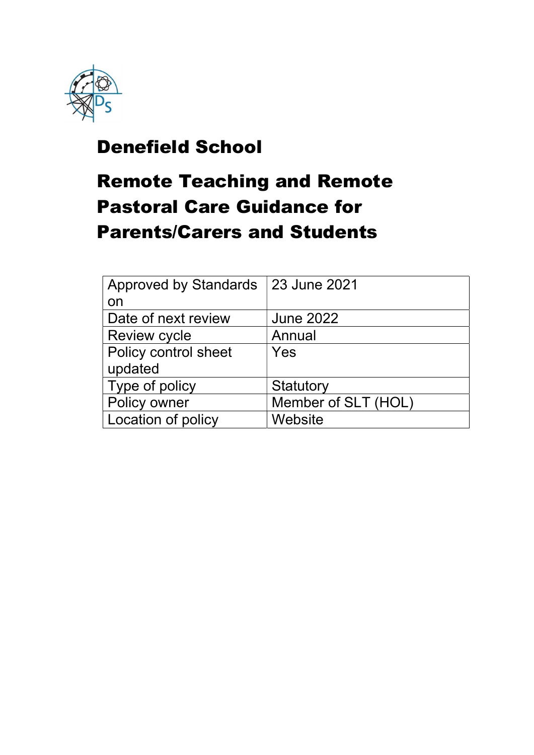# Denefield School

## Remote Teaching and Remote Pastoral Care Guidance for Parents/Carers and Students

| | |
|---|---|
| Approved by Standards on | 23 June 2021 |
| Date of next review | June 2022 |
| Review cycle | Annual |
| Policy control sheet updated | Yes |
| Type of policy | Statutory |
| Policy owner | Member of SLT (HOL) |
| Location of policy | Website |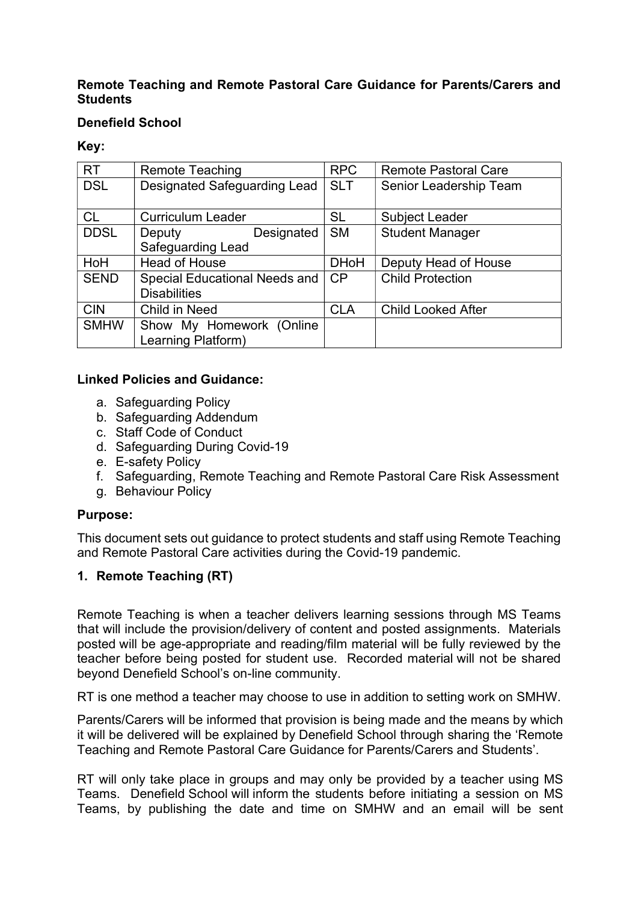**Remote Teaching and Remote Pastoral Care Guidance for Parents/Carers and Students**

**Denefield School**

**Key:**

| RT | Remote Teaching | RPC | Remote Pastoral Care |
|---|---|---|---|
| DSL | Designated Safeguarding Lead | SLT | Senior Leadership Team |
| CL | Curriculum Leader | SL | Subject Leader |
| DDSL | Deputy Designated Safeguarding Lead | SM | Student Manager |
| HoH | Head of House | DHoH | Deputy Head of House |
| SEND | Special Educational Needs and Disabilities | CP | Child Protection |
| CIN | Child in Need | CLA | Child Looked After |
| SMHW | Show My Homework (Online Learning Platform) | | |

**Linked Policies and Guidance:**

a. Safeguarding Policy
b. Safeguarding Addendum
c. Staff Code of Conduct
d. Safeguarding During Covid-19
e. E-safety Policy
f. Safeguarding, Remote Teaching and Remote Pastoral Care Risk Assessment
g. Behaviour Policy

**Purpose:**

This document sets out guidance to protect students and staff using Remote Teaching and Remote Pastoral Care activities during the Covid-19 pandemic.

## 1. Remote Teaching (RT)

Remote Teaching is when a teacher delivers learning sessions through MS Teams that will include the provision/delivery of content and posted assignments. Materials posted will be age-appropriate and reading/film material will be fully reviewed by the teacher before being posted for student use. Recorded material will not be shared beyond Denefield School's on-line community.

RT is one method a teacher may choose to use in addition to setting work on SMHW.

Parents/Carers will be informed that provision is being made and the means by which it will be delivered will be explained by Denefield School through sharing the 'Remote Teaching and Remote Pastoral Care Guidance for Parents/Carers and Students'.

RT will only take place in groups and may only be provided by a teacher using MS Teams. Denefield School will inform the students before initiating a session on MS Teams, by publishing the date and time on SMHW and an email will be sent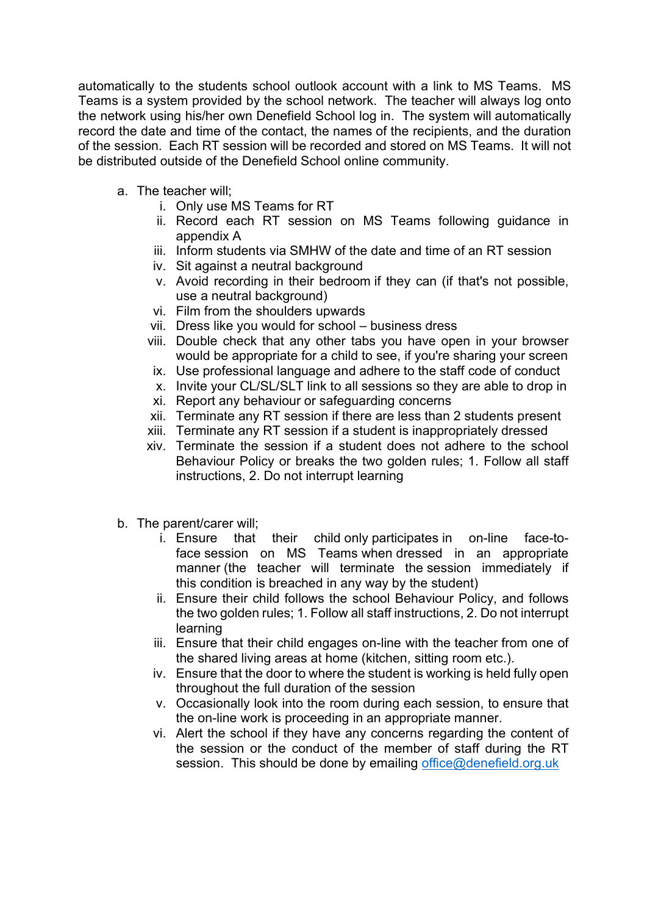automatically to the students school outlook account with a link to MS Teams. MS Teams is a system provided by the school network. The teacher will always log onto the network using his/her own Denefield School log in. The system will automatically record the date and time of the contact, the names of the recipients, and the duration of the session. Each RT session will be recorded and stored on MS Teams. It will not be distributed outside of the Denefield School online community.

a. The teacher will;
   i. Only use MS Teams for RT
   ii. Record each RT session on MS Teams following guidance in appendix A
   iii. Inform students via SMHW of the date and time of an RT session
   iv. Sit against a neutral background
   v. Avoid recording in their bedroom if they can (if that's not possible, use a neutral background)
   vi. Film from the shoulders upwards
   vii. Dress like you would for school – business dress
   viii. Double check that any other tabs you have open in your browser would be appropriate for a child to see, if you're sharing your screen
   ix. Use professional language and adhere to the staff code of conduct
   x. Invite your CL/SL/SLT link to all sessions so they are able to drop in
   xi. Report any behaviour or safeguarding concerns
   xii. Terminate any RT session if there are less than 2 students present
   xiii. Terminate any RT session if a student is inappropriately dressed
   xiv. Terminate the session if a student does not adhere to the school Behaviour Policy or breaks the two golden rules; 1. Follow all staff instructions, 2. Do not interrupt learning

b. The parent/carer will;
   i. Ensure that their child only participates in on-line face-to-face session on MS Teams when dressed in an appropriate manner (the teacher will terminate the session immediately if this condition is breached in any way by the student)
   ii. Ensure their child follows the school Behaviour Policy, and follows the two golden rules; 1. Follow all staff instructions, 2. Do not interrupt learning
   iii. Ensure that their child engages on-line with the teacher from one of the shared living areas at home (kitchen, sitting room etc.).
   iv. Ensure that the door to where the student is working is held fully open throughout the full duration of the session
   v. Occasionally look into the room during each session, to ensure that the on-line work is proceeding in an appropriate manner.
   vi. Alert the school if they have any concerns regarding the content of the session or the conduct of the member of staff during the RT session. This should be done by emailing office@denefield.org.uk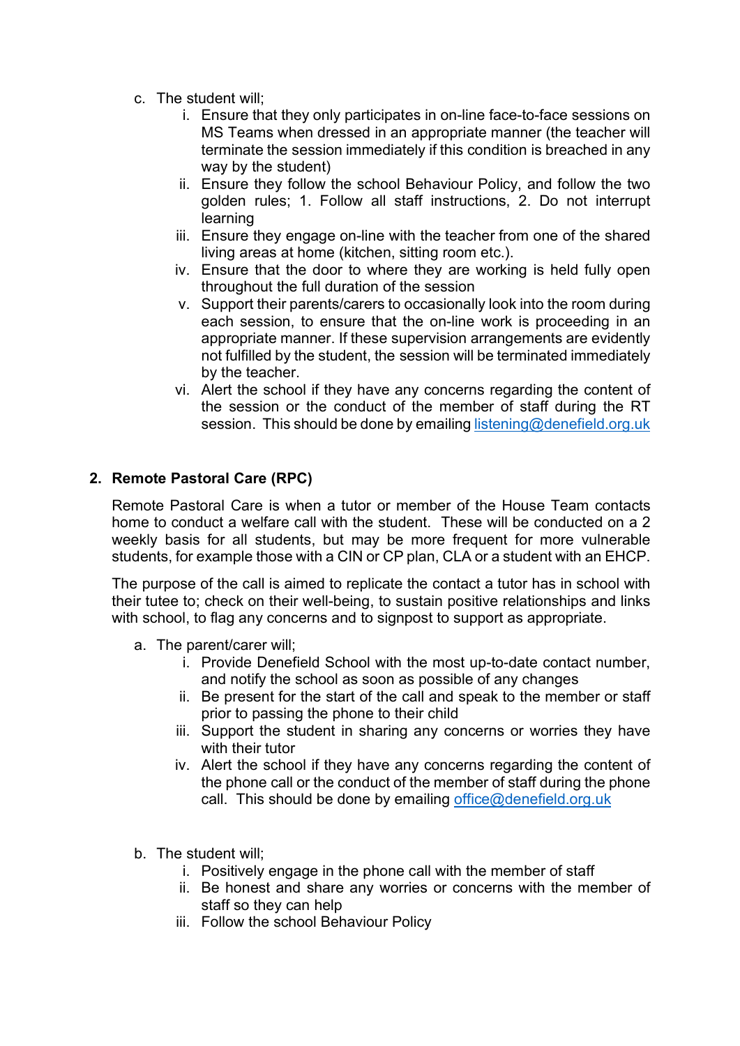c. The student will;
    i. Ensure that they only participates in on-line face-to-face sessions on MS Teams when dressed in an appropriate manner (the teacher will terminate the session immediately if this condition is breached in any way by the student)
    ii. Ensure they follow the school Behaviour Policy, and follow the two golden rules; 1. Follow all staff instructions, 2. Do not interrupt learning
    iii. Ensure they engage on-line with the teacher from one of the shared living areas at home (kitchen, sitting room etc.).
    iv. Ensure that the door to where they are working is held fully open throughout the full duration of the session
    v. Support their parents/carers to occasionally look into the room during each session, to ensure that the on-line work is proceeding in an appropriate manner. If these supervision arrangements are evidently not fulfilled by the student, the session will be terminated immediately by the teacher.
    vi. Alert the school if they have any concerns regarding the content of the session or the conduct of the member of staff during the RT session. This should be done by emailing [listening@denefield.org.uk](mailto:listening@denefield.org.uk)

## 2. Remote Pastoral Care (RPC)

Remote Pastoral Care is when a tutor or member of the House Team contacts home to conduct a welfare call with the student. These will be conducted on a 2 weekly basis for all students, but may be more frequent for more vulnerable students, for example those with a CIN or CP plan, CLA or a student with an EHCP.

The purpose of the call is aimed to replicate the contact a tutor has in school with their tutee to; check on their well-being, to sustain positive relationships and links with school, to flag any concerns and to signpost to support as appropriate.

a. The parent/carer will;
    i. Provide Denefield School with the most up-to-date contact number, and notify the school as soon as possible of any changes
    ii. Be present for the start of the call and speak to the member or staff prior to passing the phone to their child
    iii. Support the student in sharing any concerns or worries they have with their tutor
    iv. Alert the school if they have any concerns regarding the content of the phone call or the conduct of the member of staff during the phone call. This should be done by emailing [office@denefield.org.uk](mailto:office@denefield.org.uk)

b. The student will;
    i. Positively engage in the phone call with the member of staff
    ii. Be honest and share any worries or concerns with the member of staff so they can help
    iii. Follow the school Behaviour Policy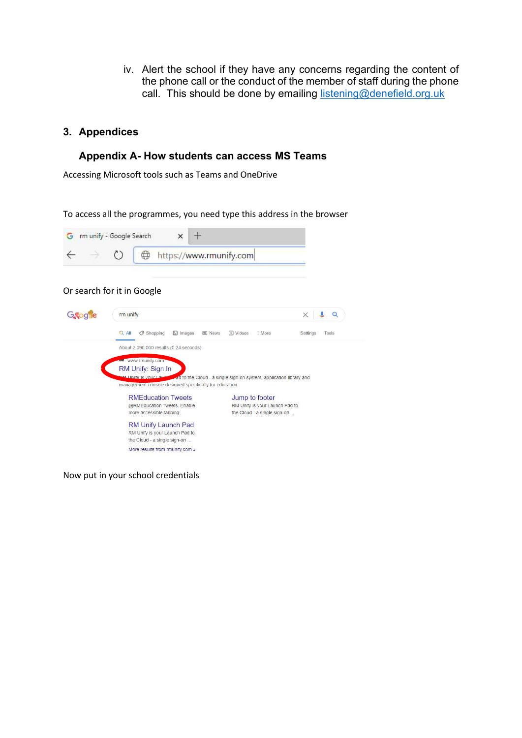iv. Alert the school if they have any concerns regarding the content of the phone call or the conduct of the member of staff during the phone call. This should be done by emailing listening@denefield.org.uk

## 3. Appendices

### Appendix A- How students can access MS Teams

Accessing Microsoft tools such as Teams and OneDrive

To access all the programmes, you need type this address in the browser

Or search for it in Google

Now put in your school credentials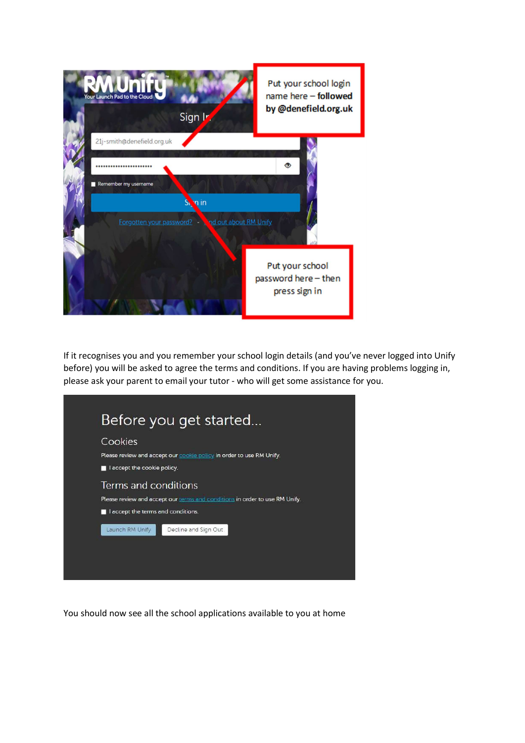Put your school login name here – **followed by @denefield.org.uk**

Put your school password here – then press sign in

If it recognises you and you remember your school login details (and you've never logged into Unify before) you will be asked to agree the terms and conditions. If you are having problems logging in, please ask your parent to email your tutor - who will get some assistance for you.

You should now see all the school applications available to you at home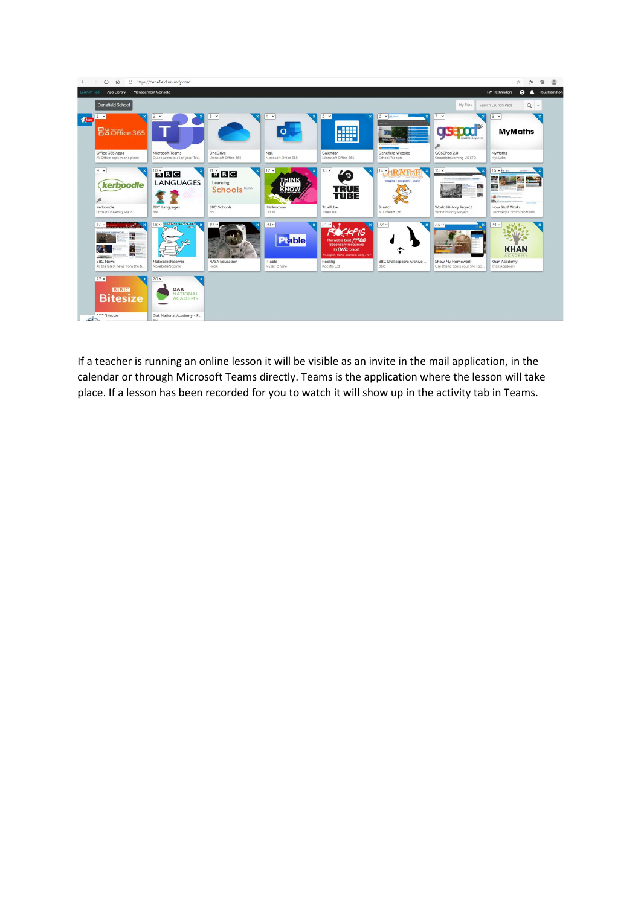If a teacher is running an online lesson it will be visible as an invite in the mail application, in the calendar or through Microsoft Teams directly. Teams is the application where the lesson will take place. If a lesson has been recorded for you to watch it will show up in the activity tab in Teams.